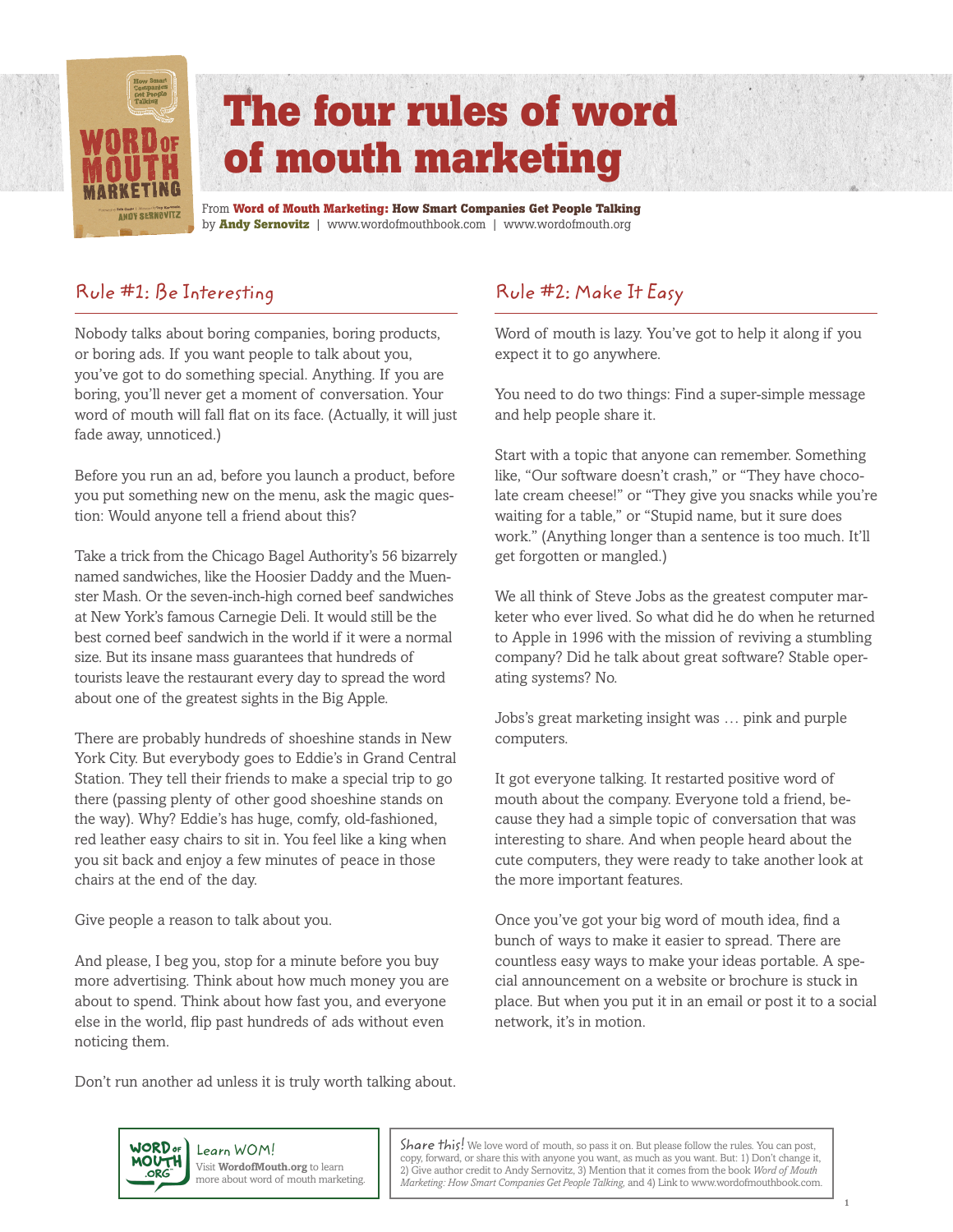# The four rules of word of mouth marketing

From **Word of Mouth Marketing: How Smart Companies Get People Talking**
by **Andy Sernovitz** | www.wordofmouthbook.com | www.wordofmouth.org

## Rule #1: Be Interesting

Nobody talks about boring companies, boring products, or boring ads. If you want people to talk about you, you've got to do something special. Anything. If you are boring, you'll never get a moment of conversation. Your word of mouth will fall flat on its face. (Actually, it will just fade away, unnoticed.)

Before you run an ad, before you launch a product, before you put something new on the menu, ask the magic question: Would anyone tell a friend about this?

Take a trick from the Chicago Bagel Authority's 56 bizarrely named sandwiches, like the Hoosier Daddy and the Muenster Mash. Or the seven-inch-high corned beef sandwiches at New York's famous Carnegie Deli. It would still be the best corned beef sandwich in the world if it were a normal size. But its insane mass guarantees that hundreds of tourists leave the restaurant every day to spread the word about one of the greatest sights in the Big Apple.

There are probably hundreds of shoeshine stands in New York City. But everybody goes to Eddie's in Grand Central Station. They tell their friends to make a special trip to go there (passing plenty of other good shoeshine stands on the way). Why? Eddie's has huge, comfy, old-fashioned, red leather easy chairs to sit in. You feel like a king when you sit back and enjoy a few minutes of peace in those chairs at the end of the day.

Give people a reason to talk about you.

And please, I beg you, stop for a minute before you buy more advertising. Think about how much money you are about to spend. Think about how fast you, and everyone else in the world, flip past hundreds of ads without even noticing them.

Don't run another ad unless it is truly worth talking about.

## Rule #2: Make It Easy

Word of mouth is lazy. You've got to help it along if you expect it to go anywhere.

You need to do two things: Find a super-simple message and help people share it.

Start with a topic that anyone can remember. Something like, "Our software doesn't crash," or "They have chocolate cream cheese!" or "They give you snacks while you're waiting for a table," or "Stupid name, but it sure does work." (Anything longer than a sentence is too much. It'll get forgotten or mangled.)

We all think of Steve Jobs as the greatest computer marketer who ever lived. So what did he do when he returned to Apple in 1996 with the mission of reviving a stumbling company? Did he talk about great software? Stable operating systems? No.

Jobs's great marketing insight was … pink and purple computers.

It got everyone talking. It restarted positive word of mouth about the company. Everyone told a friend, because they had a simple topic of conversation that was interesting to share. And when people heard about the cute computers, they were ready to take another look at the more important features.

Once you've got your big word of mouth idea, find a bunch of ways to make it easier to spread. There are countless easy ways to make your ideas portable. A special announcement on a website or brochure is stuck in place. But when you put it in an email or post it to a social network, it's in motion.

---

**Learn WOM!** Visit **WordofMouth.org** to learn more about word of mouth marketing.

**Share this!** We love word of mouth, so pass it on. But please follow the rules. You can post, copy, forward, or share this with anyone you want, as much as you want. But: 1) Don't change it, 2) Give author credit to Andy Sernovitz, 3) Mention that it comes from the book *Word of Mouth Marketing: How Smart Companies Get People Talking,* and 4) Link to www.wordofmouthbook.com.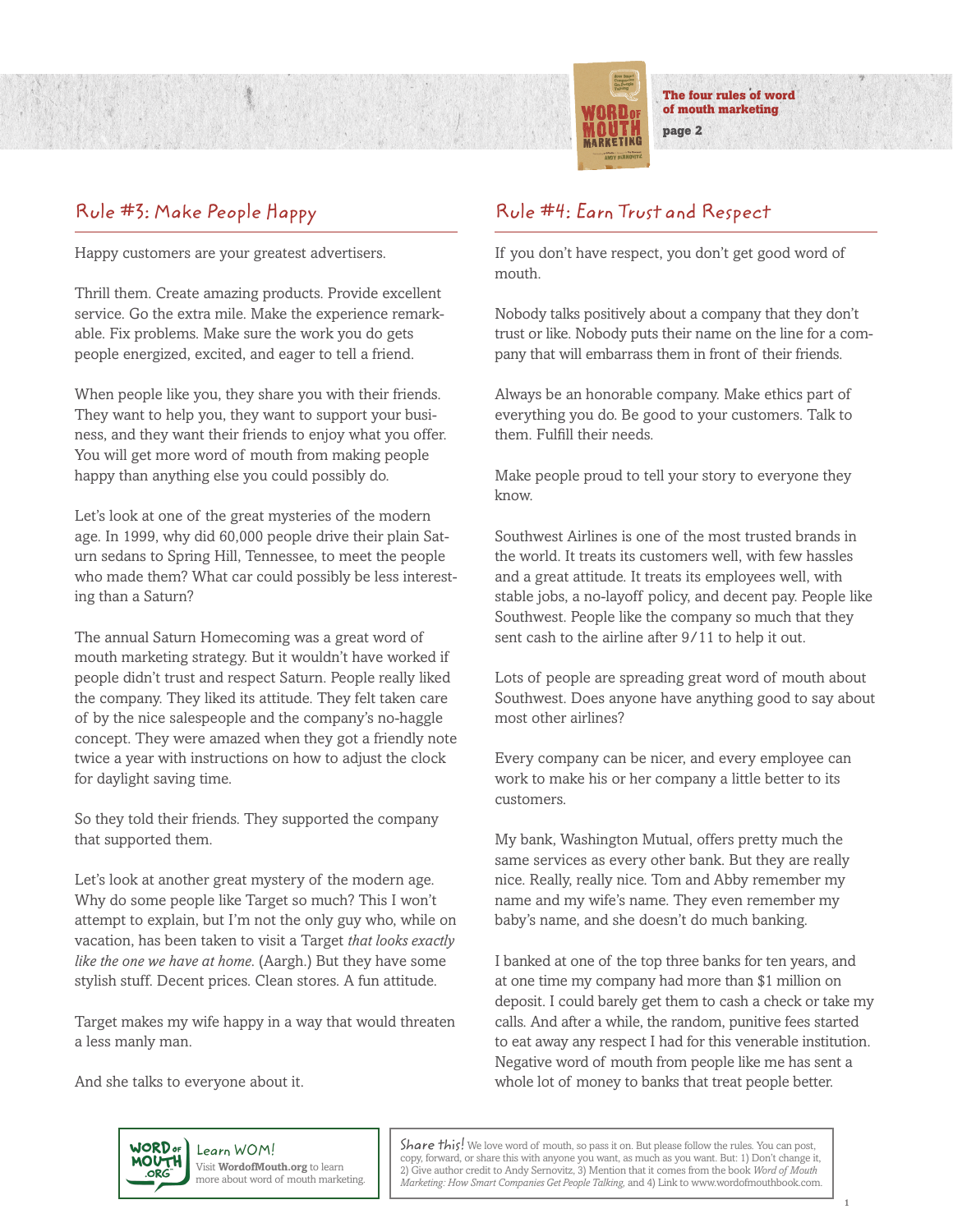## Rule #3: Make People Happy

Happy customers are your greatest advertisers.

Thrill them. Create amazing products. Provide excellent service. Go the extra mile. Make the experience remarkable. Fix problems. Make sure the work you do gets people energized, excited, and eager to tell a friend.

When people like you, they share you with their friends. They want to help you, they want to support your business, and they want their friends to enjoy what you offer. You will get more word of mouth from making people happy than anything else you could possibly do.

Let's look at one of the great mysteries of the modern age. In 1999, why did 60,000 people drive their plain Saturn sedans to Spring Hill, Tennessee, to meet the people who made them? What car could possibly be less interesting than a Saturn?

The annual Saturn Homecoming was a great word of mouth marketing strategy. But it wouldn't have worked if people didn't trust and respect Saturn. People really liked the company. They liked its attitude. They felt taken care of by the nice salespeople and the company's no-haggle concept. They were amazed when they got a friendly note twice a year with instructions on how to adjust the clock for daylight saving time.

So they told their friends. They supported the company that supported them.

Let's look at another great mystery of the modern age. Why do some people like Target so much? This I won't attempt to explain, but I'm not the only guy who, while on vacation, has been taken to visit a Target *that looks exactly like the one we have at home*. (Aargh.) But they have some stylish stuff. Decent prices. Clean stores. A fun attitude.

Target makes my wife happy in a way that would threaten a less manly man.

And she talks to everyone about it.

## Rule #4: Earn Trust and Respect

If you don't have respect, you don't get good word of mouth.

Nobody talks positively about a company that they don't trust or like. Nobody puts their name on the line for a company that will embarrass them in front of their friends.

Always be an honorable company. Make ethics part of everything you do. Be good to your customers. Talk to them. Fulfill their needs.

Make people proud to tell your story to everyone they know.

Southwest Airlines is one of the most trusted brands in the world. It treats its customers well, with few hassles and a great attitude. It treats its employees well, with stable jobs, a no-layoff policy, and decent pay. People like Southwest. People like the company so much that they sent cash to the airline after 9/11 to help it out.

Lots of people are spreading great word of mouth about Southwest. Does anyone have anything good to say about most other airlines?

Every company can be nicer, and every employee can work to make his or her company a little better to its customers.

My bank, Washington Mutual, offers pretty much the same services as every other bank. But they are really nice. Really, really nice. Tom and Abby remember my name and my wife's name. They even remember my baby's name, and she doesn't do much banking.

I banked at one of the top three banks for ten years, and at one time my company had more than $1 million on deposit. I could barely get them to cash a check or take my calls. And after a while, the random, punitive fees started to eat away any respect I had for this venerable institution. Negative word of mouth from people like me has sent a whole lot of money to banks that treat people better.

**Learn WOM!** Visit **WordofMouth.org** to learn more about word of mouth marketing.

**Share this!** We love word of mouth, so pass it on. But please follow the rules. You can post, copy, forward, or share this with anyone you want, as much as you want. But: 1) Don't change it, 2) Give author credit to Andy Sernovitz, 3) Mention that it comes from the book *Word of Mouth Marketing: How Smart Companies Get People Talking*, and 4) Link to www.wordofmouthbook.com.